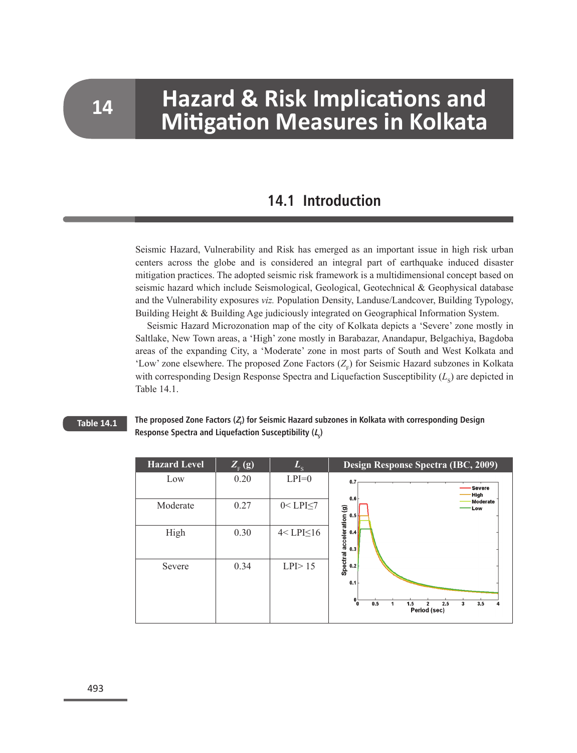# 14 Hazard & Risk Implications and Mitigation Measures in Kolkata

## 14.1 Introduction

Seismic Hazard, Vulnerability and Risk has emerged as an important issue in high risk urban centers across the globe and is considered an integral part of earthquake induced disaster mitigation practices. The adopted seismic risk framework is a multidimensional concept based on seismic hazard which include Seismological, Geological, Geotechnical & Geophysical database and the Vulnerability exposures *viz.* Population Density, Landuse/Landcover, Building Typology, Building Height & Building Age judiciously integrated on Geographical Information System.

Seismic Hazard Microzonation map of the city of Kolkata depicts a 'Severe' zone mostly in Saltlake, New Town areas, a 'High' zone mostly in Barabazar, Anandapur, Belgachiya, Bagdoba areas of the expanding City, a 'Moderate' zone in most parts of South and West Kolkata and 'Low' zone elsewhere. The proposed Zone Factors ($Z_F$) for Seismic Hazard subzones in Kolkata with corresponding Design Response Spectra and Liquefaction Susceptibility ($L_S$) are depicted in Table 14.1.

**Table 14.1** The proposed Zone Factors ($Z_F$) for Seismic Hazard subzones in Kolkata with corresponding Design Response Spectra and Liquefaction Susceptibility ($L_S$)

| Hazard Level | $Z_F$ (g) | $L_S$ | Design Response Spectra (IBC, 2009) |
|---|---|---|---|
| Low | 0.20 | LPI=0 | |
| Moderate | 0.27 | 0< LPI≤7 | |
| High | 0.30 | 4< LPI≤16 | |
| Severe | 0.34 | LPI> 15 | |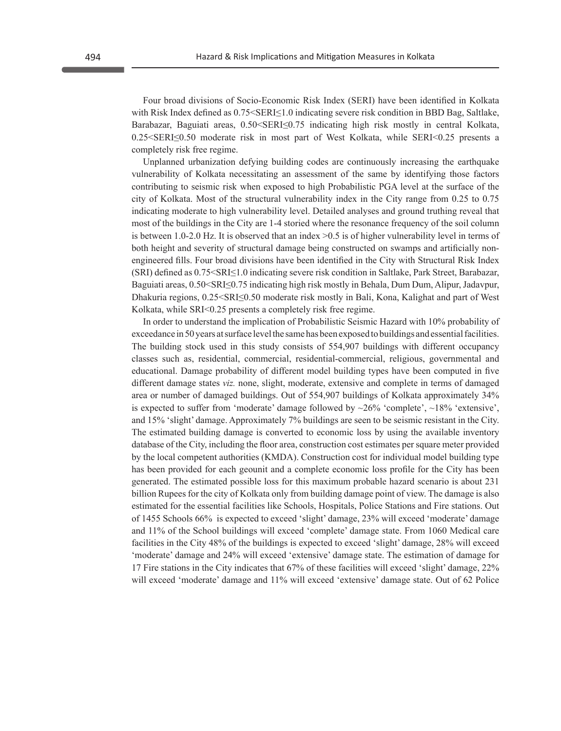Four broad divisions of Socio-Economic Risk Index (SERI) have been identified in Kolkata with Risk Index defined as $0.75<SERI\leq1.0$ indicating severe risk condition in BBD Bag, Saltlake, Barabazar, Baguiati areas, $0.50<SERI\leq0.75$ indicating high risk mostly in central Kolkata, $0.25<SERI\leq0.50$ moderate risk in most part of West Kolkata, while $SERI<0.25$ presents a completely risk free regime.

Unplanned urbanization defying building codes are continuously increasing the earthquake vulnerability of Kolkata necessitating an assessment of the same by identifying those factors contributing to seismic risk when exposed to high Probabilistic PGA level at the surface of the city of Kolkata. Most of the structural vulnerability index in the City range from 0.25 to 0.75 indicating moderate to high vulnerability level. Detailed analyses and ground truthing reveal that most of the buildings in the City are 1-4 storied where the resonance frequency of the soil column is between 1.0-2.0 Hz. It is observed that an index >0.5 is of higher vulnerability level in terms of both height and severity of structural damage being constructed on swamps and artificially non-engineered fills. Four broad divisions have been identified in the City with Structural Risk Index (SRI) defined as $0.75<SRI\leq1.0$ indicating severe risk condition in Saltlake, Park Street, Barabazar, Baguiati areas, $0.50<SRI\leq0.75$ indicating high risk mostly in Behala, Dum Dum, Alipur, Jadavpur, Dhakuria regions, $0.25<SRI\leq0.50$ moderate risk mostly in Bali, Kona, Kalighat and part of West Kolkata, while $SRI<0.25$ presents a completely risk free regime.

In order to understand the implication of Probabilistic Seismic Hazard with 10% probability of exceedance in 50 years at surface level the same has been exposed to buildings and essential facilities. The building stock used in this study consists of 554,907 buildings with different occupancy classes such as, residential, commercial, residential-commercial, religious, governmental and educational. Damage probability of different model building types have been computed in five different damage states *viz.* none, slight, moderate, extensive and complete in terms of damaged area or number of damaged buildings. Out of 554,907 buildings of Kolkata approximately 34% is expected to suffer from 'moderate' damage followed by ~26% 'complete', ~18% 'extensive', and 15% 'slight' damage. Approximately 7% buildings are seen to be seismic resistant in the City. The estimated building damage is converted to economic loss by using the available inventory database of the City, including the floor area, construction cost estimates per square meter provided by the local competent authorities (KMDA). Construction cost for individual model building type has been provided for each geounit and a complete economic loss profile for the City has been generated. The estimated possible loss for this maximum probable hazard scenario is about 231 billion Rupees for the city of Kolkata only from building damage point of view. The damage is also estimated for the essential facilities like Schools, Hospitals, Police Stations and Fire stations. Out of 1455 Schools 66% is expected to exceed 'slight' damage, 23% will exceed 'moderate' damage and 11% of the School buildings will exceed 'complete' damage state. From 1060 Medical care facilities in the City 48% of the buildings is expected to exceed 'slight' damage, 28% will exceed 'moderate' damage and 24% will exceed 'extensive' damage state. The estimation of damage for 17 Fire stations in the City indicates that 67% of these facilities will exceed 'slight' damage, 22% will exceed 'moderate' damage and 11% will exceed 'extensive' damage state. Out of 62 Police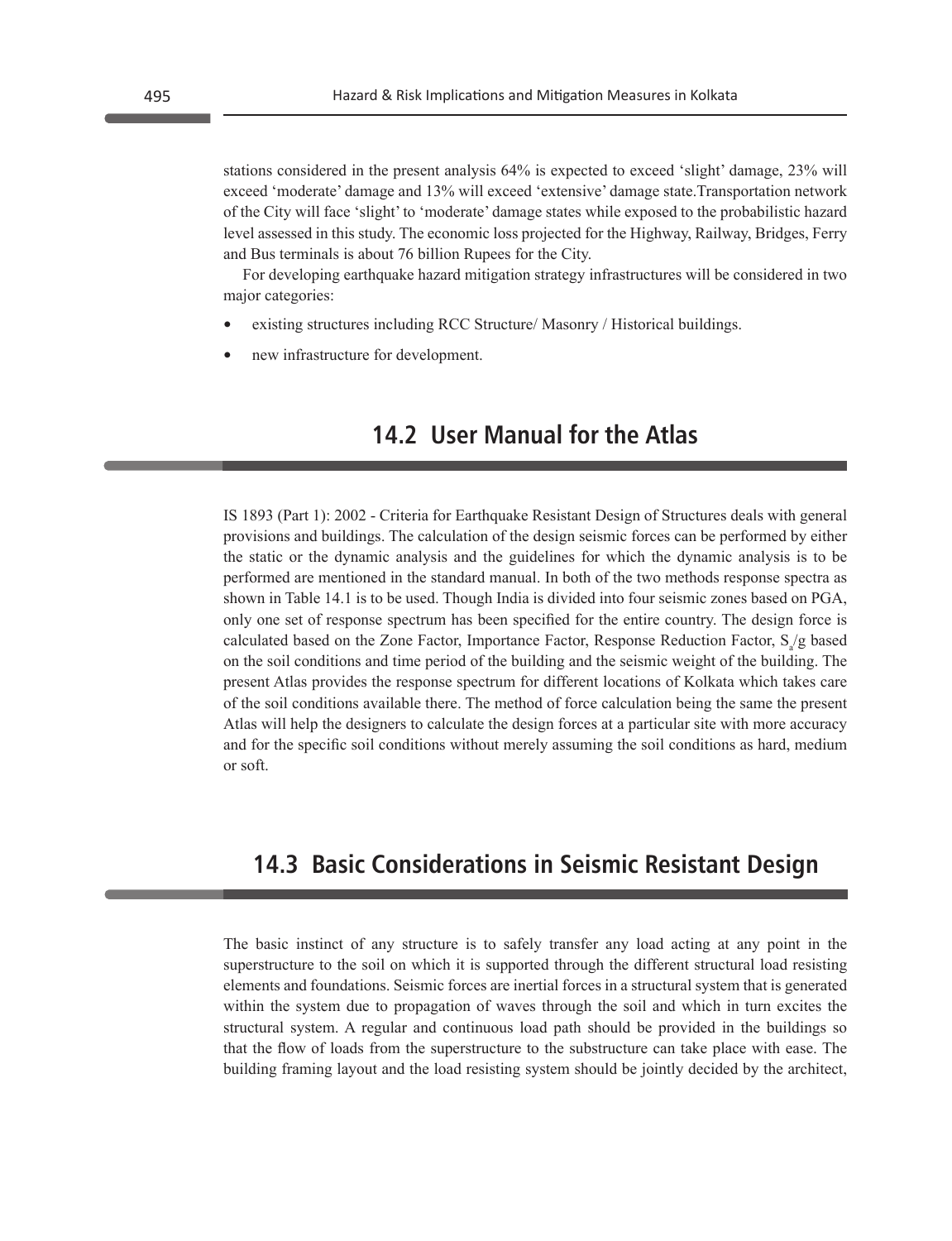stations considered in the present analysis 64% is expected to exceed 'slight' damage, 23% will exceed 'moderate' damage and 13% will exceed 'extensive' damage state.Transportation network of the City will face 'slight' to 'moderate' damage states while exposed to the probabilistic hazard level assessed in this study. The economic loss projected for the Highway, Railway, Bridges, Ferry and Bus terminals is about 76 billion Rupees for the City.

For developing earthquake hazard mitigation strategy infrastructures will be considered in two major categories:

- existing structures including RCC Structure/ Masonry / Historical buildings.
- new infrastructure for development.

## 14.2 User Manual for the Atlas

IS 1893 (Part 1): 2002 - Criteria for Earthquake Resistant Design of Structures deals with general provisions and buildings. The calculation of the design seismic forces can be performed by either the static or the dynamic analysis and the guidelines for which the dynamic analysis is to be performed are mentioned in the standard manual. In both of the two methods response spectra as shown in Table 14.1 is to be used. Though India is divided into four seismic zones based on PGA, only one set of response spectrum has been specified for the entire country. The design force is calculated based on the Zone Factor, Importance Factor, Response Reduction Factor, $S_a/g$ based on the soil conditions and time period of the building and the seismic weight of the building. The present Atlas provides the response spectrum for different locations of Kolkata which takes care of the soil conditions available there. The method of force calculation being the same the present Atlas will help the designers to calculate the design forces at a particular site with more accuracy and for the specific soil conditions without merely assuming the soil conditions as hard, medium or soft.

## 14.3 Basic Considerations in Seismic Resistant Design

The basic instinct of any structure is to safely transfer any load acting at any point in the superstructure to the soil on which it is supported through the different structural load resisting elements and foundations. Seismic forces are inertial forces in a structural system that is generated within the system due to propagation of waves through the soil and which in turn excites the structural system. A regular and continuous load path should be provided in the buildings so that the flow of loads from the superstructure to the substructure can take place with ease. The building framing layout and the load resisting system should be jointly decided by the architect,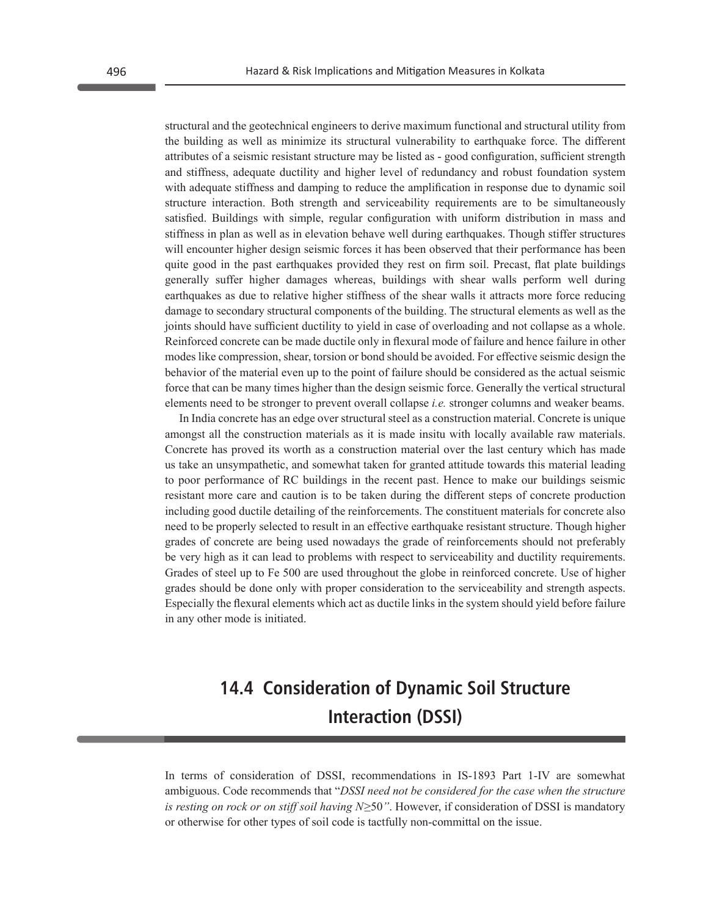structural and the geotechnical engineers to derive maximum functional and structural utility from the building as well as minimize its structural vulnerability to earthquake force. The different attributes of a seismic resistant structure may be listed as - good configuration, sufficient strength and stiffness, adequate ductility and higher level of redundancy and robust foundation system with adequate stiffness and damping to reduce the amplification in response due to dynamic soil structure interaction. Both strength and serviceability requirements are to be simultaneously satisfied. Buildings with simple, regular configuration with uniform distribution in mass and stiffness in plan as well as in elevation behave well during earthquakes. Though stiffer structures will encounter higher design seismic forces it has been observed that their performance has been quite good in the past earthquakes provided they rest on firm soil. Precast, flat plate buildings generally suffer higher damages whereas, buildings with shear walls perform well during earthquakes as due to relative higher stiffness of the shear walls it attracts more force reducing damage to secondary structural components of the building. The structural elements as well as the joints should have sufficient ductility to yield in case of overloading and not collapse as a whole. Reinforced concrete can be made ductile only in flexural mode of failure and hence failure in other modes like compression, shear, torsion or bond should be avoided. For effective seismic design the behavior of the material even up to the point of failure should be considered as the actual seismic force that can be many times higher than the design seismic force. Generally the vertical structural elements need to be stronger to prevent overall collapse *i.e.* stronger columns and weaker beams.

In India concrete has an edge over structural steel as a construction material. Concrete is unique amongst all the construction materials as it is made insitu with locally available raw materials. Concrete has proved its worth as a construction material over the last century which has made us take an unsympathetic, and somewhat taken for granted attitude towards this material leading to poor performance of RC buildings in the recent past. Hence to make our buildings seismic resistant more care and caution is to be taken during the different steps of concrete production including good ductile detailing of the reinforcements. The constituent materials for concrete also need to be properly selected to result in an effective earthquake resistant structure. Though higher grades of concrete are being used nowadays the grade of reinforcements should not preferably be very high as it can lead to problems with respect to serviceability and ductility requirements. Grades of steel up to Fe 500 are used throughout the globe in reinforced concrete. Use of higher grades should be done only with proper consideration to the serviceability and strength aspects. Especially the flexural elements which act as ductile links in the system should yield before failure in any other mode is initiated.

## 14.4 Consideration of Dynamic Soil Structure Interaction (DSSI)

In terms of consideration of DSSI, recommendations in IS-1893 Part 1-IV are somewhat ambiguous. Code recommends that "*DSSI need not be considered for the case when the structure is resting on rock or on stiff soil having $N \geq 50$*". However, if consideration of DSSI is mandatory or otherwise for other types of soil code is tactfully non-committal on the issue.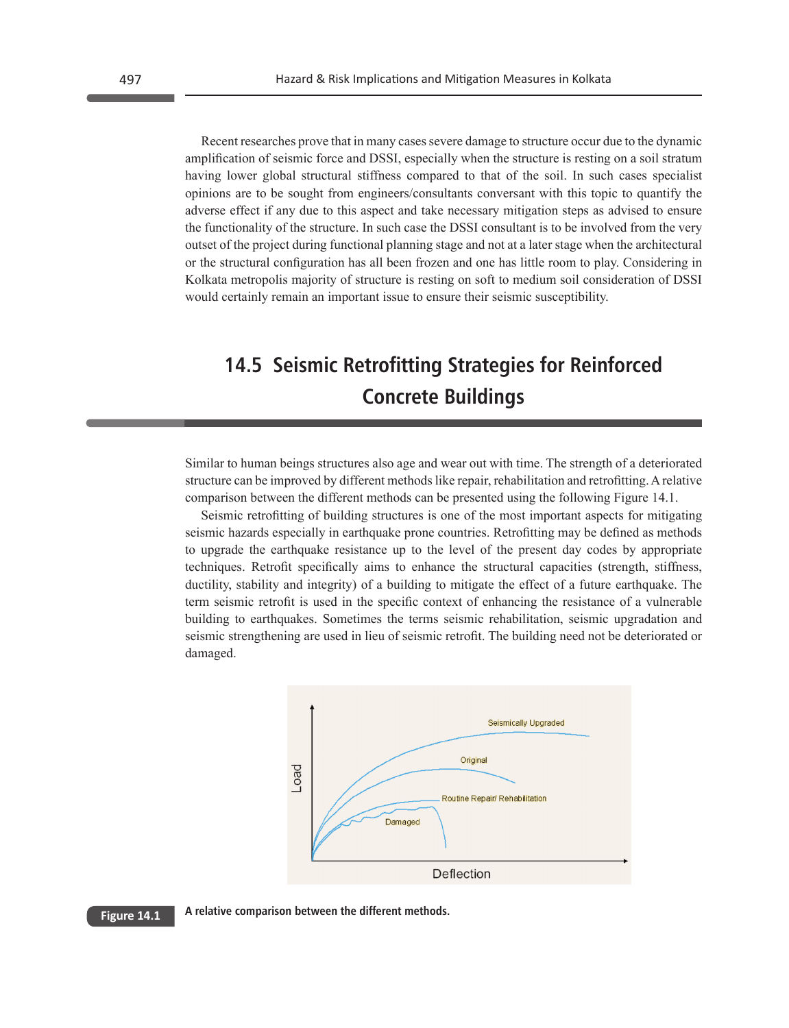Recent researches prove that in many cases severe damage to structure occur due to the dynamic amplification of seismic force and DSSI, especially when the structure is resting on a soil stratum having lower global structural stiffness compared to that of the soil. In such cases specialist opinions are to be sought from engineers/consultants conversant with this topic to quantify the adverse effect if any due to this aspect and take necessary mitigation steps as advised to ensure the functionality of the structure. In such case the DSSI consultant is to be involved from the very outset of the project during functional planning stage and not at a later stage when the architectural or the structural configuration has all been frozen and one has little room to play. Considering in Kolkata metropolis majority of structure is resting on soft to medium soil consideration of DSSI would certainly remain an important issue to ensure their seismic susceptibility.

## 14.5 Seismic Retrofitting Strategies for Reinforced Concrete Buildings

Similar to human beings structures also age and wear out with time. The strength of a deteriorated structure can be improved by different methods like repair, rehabilitation and retrofitting. A relative comparison between the different methods can be presented using the following Figure 14.1.

Seismic retrofitting of building structures is one of the most important aspects for mitigating seismic hazards especially in earthquake prone countries. Retrofitting may be defined as methods to upgrade the earthquake resistance up to the level of the present day codes by appropriate techniques. Retrofit specifically aims to enhance the structural capacities (strength, stiffness, ductility, stability and integrity) of a building to mitigate the effect of a future earthquake. The term seismic retrofit is used in the specific context of enhancing the resistance of a vulnerable building to earthquakes. Sometimes the terms seismic rehabilitation, seismic upgradation and seismic strengthening are used in lieu of seismic retrofit. The building need not be deteriorated or damaged.

**Figure 14.1** A relative comparison between the different methods.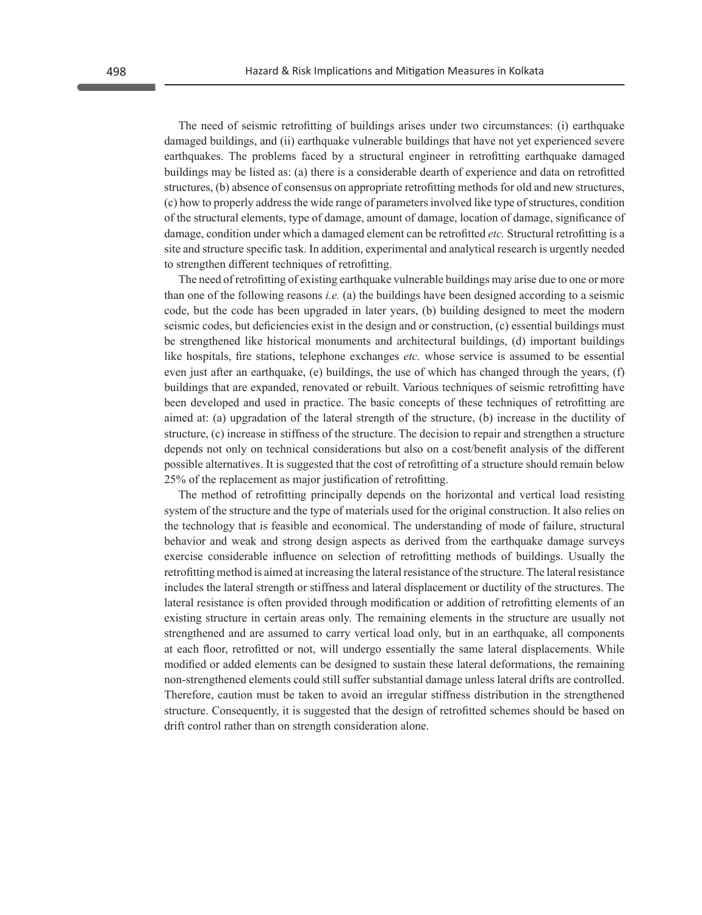The need of seismic retrofitting of buildings arises under two circumstances: (i) earthquake damaged buildings, and (ii) earthquake vulnerable buildings that have not yet experienced severe earthquakes. The problems faced by a structural engineer in retrofitting earthquake damaged buildings may be listed as: (a) there is a considerable dearth of experience and data on retrofitted structures, (b) absence of consensus on appropriate retrofitting methods for old and new structures, (c) how to properly address the wide range of parameters involved like type of structures, condition of the structural elements, type of damage, amount of damage, location of damage, significance of damage, condition under which a damaged element can be retrofitted *etc.* Structural retrofitting is a site and structure specific task. In addition, experimental and analytical research is urgently needed to strengthen different techniques of retrofitting.

The need of retrofitting of existing earthquake vulnerable buildings may arise due to one or more than one of the following reasons *i.e.* (a) the buildings have been designed according to a seismic code, but the code has been upgraded in later years, (b) building designed to meet the modern seismic codes, but deficiencies exist in the design and or construction, (c) essential buildings must be strengthened like historical monuments and architectural buildings, (d) important buildings like hospitals, fire stations, telephone exchanges *etc.* whose service is assumed to be essential even just after an earthquake, (e) buildings, the use of which has changed through the years, (f) buildings that are expanded, renovated or rebuilt. Various techniques of seismic retrofitting have been developed and used in practice. The basic concepts of these techniques of retrofitting are aimed at: (a) upgradation of the lateral strength of the structure, (b) increase in the ductility of structure, (c) increase in stiffness of the structure. The decision to repair and strengthen a structure depends not only on technical considerations but also on a cost/benefit analysis of the different possible alternatives. It is suggested that the cost of retrofitting of a structure should remain below 25% of the replacement as major justification of retrofitting.

The method of retrofitting principally depends on the horizontal and vertical load resisting system of the structure and the type of materials used for the original construction. It also relies on the technology that is feasible and economical. The understanding of mode of failure, structural behavior and weak and strong design aspects as derived from the earthquake damage surveys exercise considerable influence on selection of retrofitting methods of buildings. Usually the retrofitting method is aimed at increasing the lateral resistance of the structure. The lateral resistance includes the lateral strength or stiffness and lateral displacement or ductility of the structures. The lateral resistance is often provided through modification or addition of retrofitting elements of an existing structure in certain areas only. The remaining elements in the structure are usually not strengthened and are assumed to carry vertical load only, but in an earthquake, all components at each floor, retrofitted or not, will undergo essentially the same lateral displacements. While modified or added elements can be designed to sustain these lateral deformations, the remaining non-strengthened elements could still suffer substantial damage unless lateral drifts are controlled. Therefore, caution must be taken to avoid an irregular stiffness distribution in the strengthened structure. Consequently, it is suggested that the design of retrofitted schemes should be based on drift control rather than on strength consideration alone.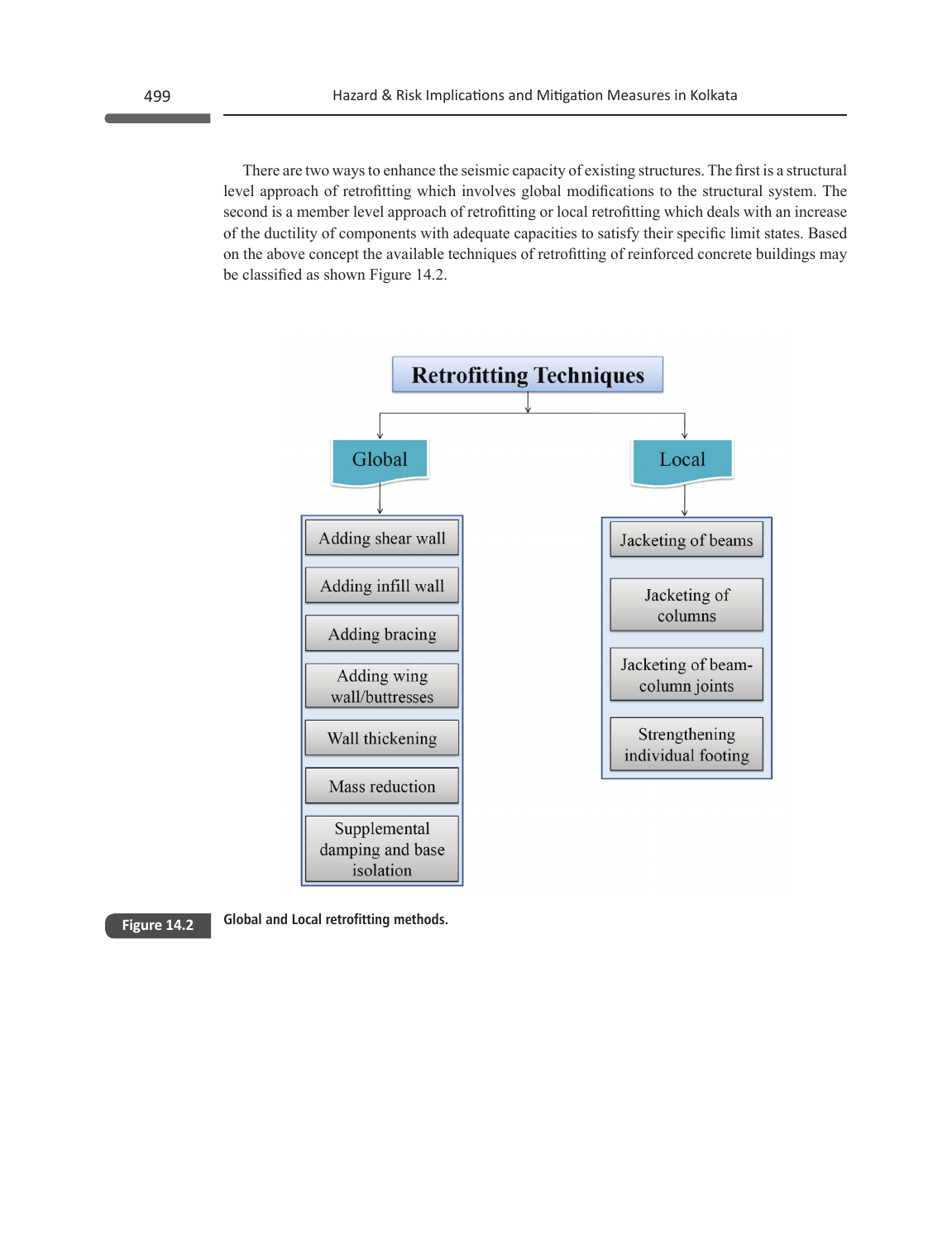There are two ways to enhance the seismic capacity of existing structures. The first is a structural level approach of retrofitting which involves global modifications to the structural system. The second is a member level approach of retrofitting or local retrofitting which deals with an increase of the ductility of components with adequate capacities to satisfy their specific limit states. Based on the above concept the available techniques of retrofitting of reinforced concrete buildings may be classified as shown Figure 14.2.

Retrofitting Techniques

Global

Adding shear wall

Adding infill wall

Adding bracing

Adding wing wall/buttresses

Wall thickening

Mass reduction

Supplemental damping and base isolation

Local

Jacketing of beams

Jacketing of columns

Jacketing of beam-column joints

Strengthening individual footing

**Figure 14.2** Global and Local retrofitting methods.